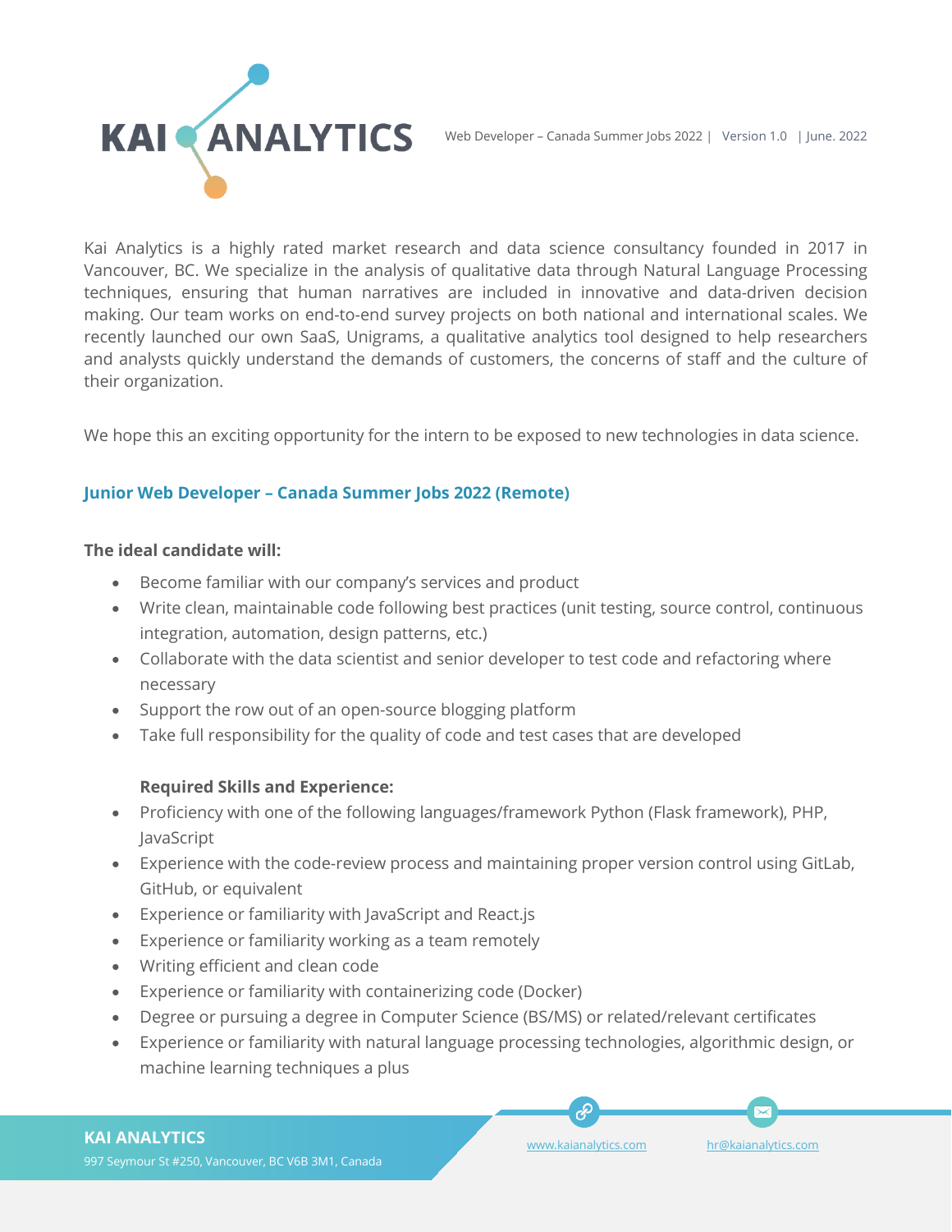Kai Analytics is a highly rated market research and data science consultancy founded in 2017 in Vancouver, BC. We specialize in the analysis of qualitative data through Natural Language Processing techniques, ensuring that human narratives are included in innovative and data-driven decision making. Our team works on end-to-end survey projects on both national and international scales. We recently launched our own SaaS, Unigrams, a qualitative analytics tool designed to help researchers and analysts quickly understand the demands of customers, the concerns of staff and the culture of their organization.

We hope this an exciting opportunity for the intern to be exposed to new technologies in data science.

## Junior Web Developer – Canada Summer Jobs 2022 (Remote)

**The ideal candidate will:**

- Become familiar with our company's services and product
- Write clean, maintainable code following best practices (unit testing, source control, continuous integration, automation, design patterns, etc.)
- Collaborate with the data scientist and senior developer to test code and refactoring where necessary
- Support the row out of an open-source blogging platform
- Take full responsibility for the quality of code and test cases that are developed

**Required Skills and Experience:**

- Proficiency with one of the following languages/framework Python (Flask framework), PHP, JavaScript
- Experience with the code-review process and maintaining proper version control using GitLab, GitHub, or equivalent
- Experience or familiarity with JavaScript and React.js
- Experience or familiarity working as a team remotely
- Writing efficient and clean code
- Experience or familiarity with containerizing code (Docker)
- Degree or pursuing a degree in Computer Science (BS/MS) or related/relevant certificates
- Experience or familiarity with natural language processing technologies, algorithmic design, or machine learning techniques a plus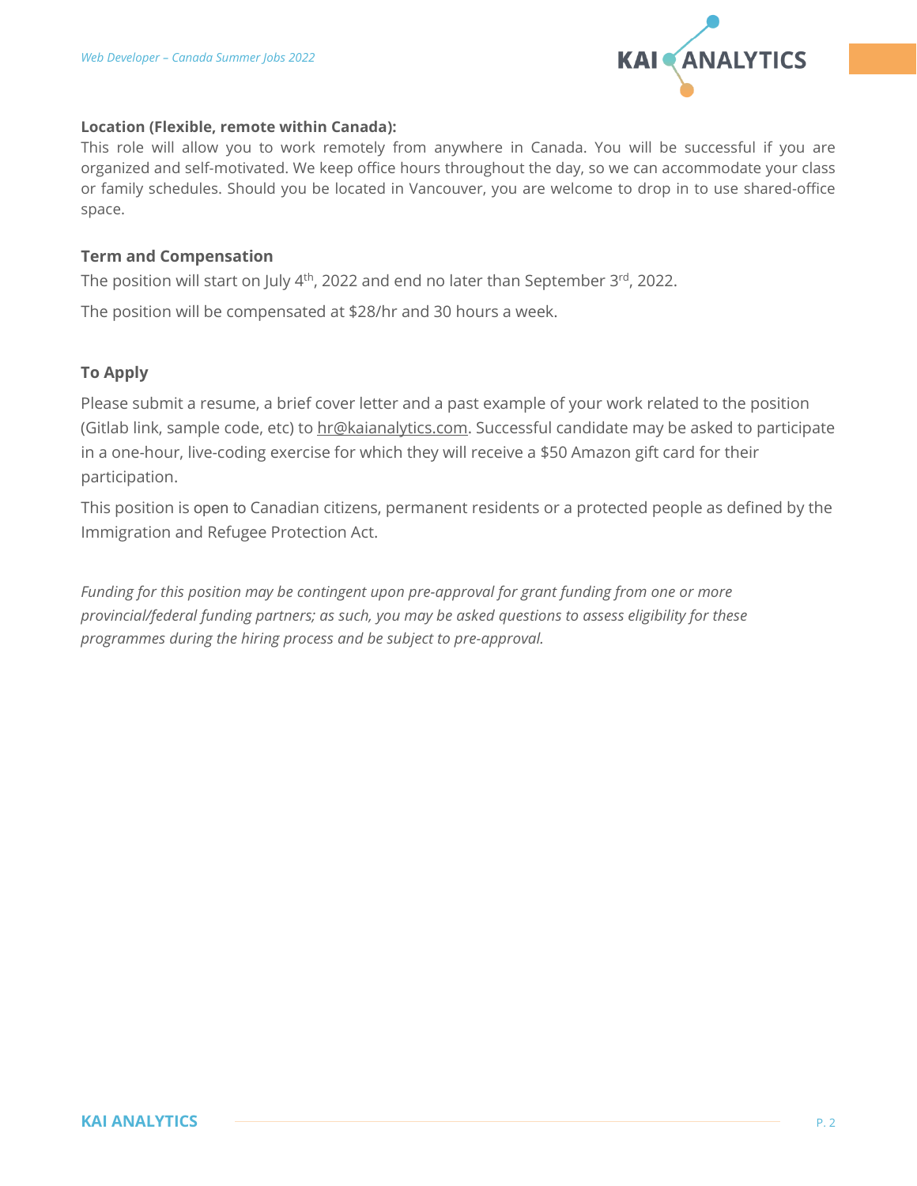**Location (Flexible, remote within Canada):**

This role will allow you to work remotely from anywhere in Canada. You will be successful if you are organized and self-motivated. We keep office hours throughout the day, so we can accommodate your class or family schedules. Should you be located in Vancouver, you are welcome to drop in to use shared-office space.

**Term and Compensation**

The position will start on July 4th, 2022 and end no later than September 3rd, 2022.

The position will be compensated at $28/hr and 30 hours a week.

**To Apply**

Please submit a resume, a brief cover letter and a past example of your work related to the position (Gitlab link, sample code, etc) to hr@kaianalytics.com. Successful candidate may be asked to participate in a one-hour, live-coding exercise for which they will receive a $50 Amazon gift card for their participation.

This position is open to Canadian citizens, permanent residents or a protected people as defined by the Immigration and Refugee Protection Act.

*Funding for this position may be contingent upon pre-approval for grant funding from one or more provincial/federal funding partners; as such, you may be asked questions to assess eligibility for these programmes during the hiring process and be subject to pre-approval.*